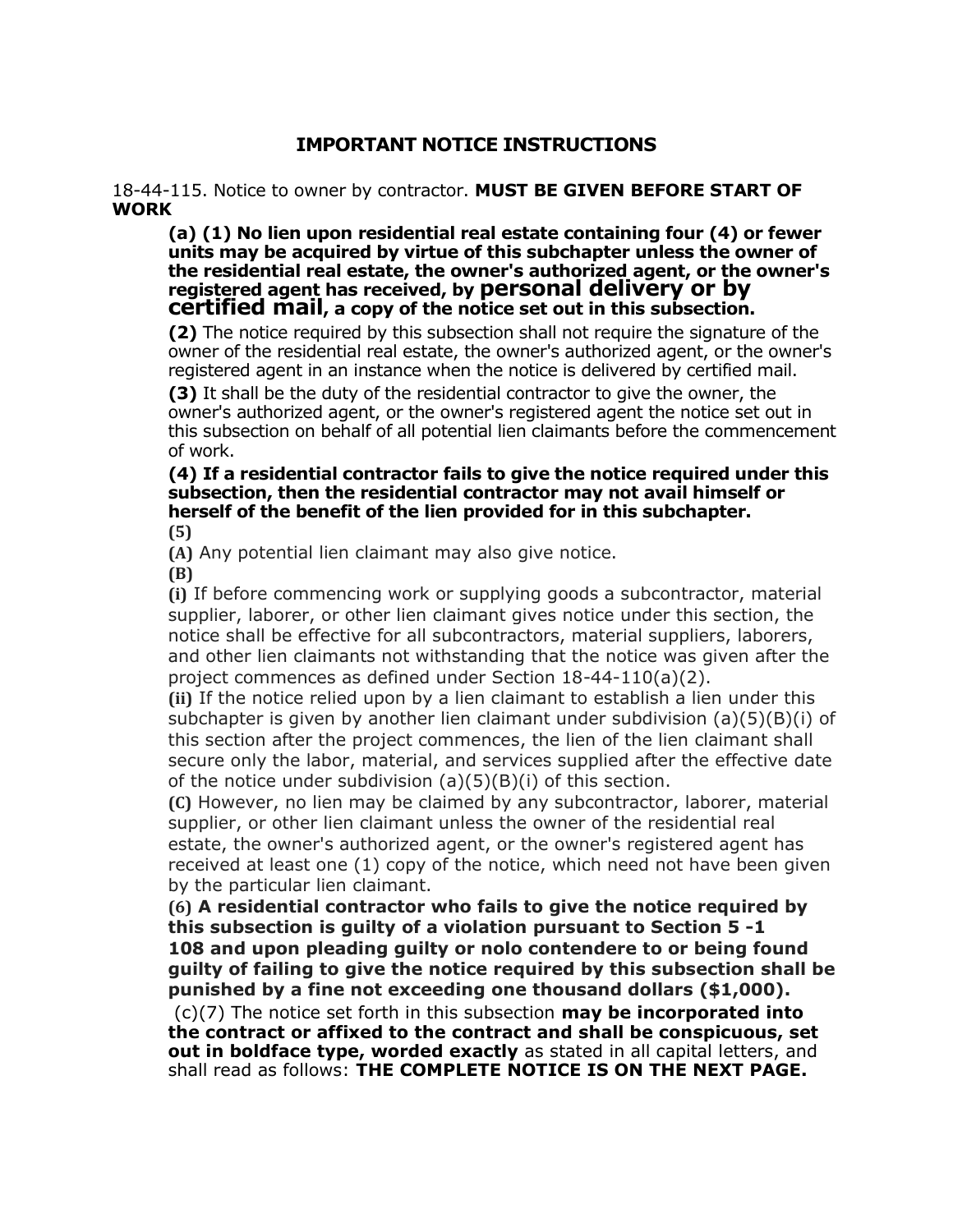# IMPORTANT NOTICE INSTRUCTIONS

18-44-115. Notice to owner by contractor. **MUST BE GIVEN BEFORE START OF WORK**

**(a) (1) No lien upon residential real estate containing four (4) or fewer units may be acquired by virtue of this subchapter unless the owner of the residential real estate, the owner's authorized agent, or the owner's registered agent has received, by personal delivery or by certified mail, a copy of the notice set out in this subsection.**

**(2)** The notice required by this subsection shall not require the signature of the owner of the residential real estate, the owner's authorized agent, or the owner's registered agent in an instance when the notice is delivered by certified mail.

**(3)** It shall be the duty of the residential contractor to give the owner, the owner's authorized agent, or the owner's registered agent the notice set out in this subsection on behalf of all potential lien claimants before the commencement of work.

**(4) If a residential contractor fails to give the notice required under this subsection, then the residential contractor may not avail himself or herself of the benefit of the lien provided for in this subchapter.**

**(5)**

**(A)** Any potential lien claimant may also give notice.

**(B)**

**(i)** If before commencing work or supplying goods a subcontractor, material supplier, laborer, or other lien claimant gives notice under this section, the notice shall be effective for all subcontractors, material suppliers, laborers, and other lien claimants not withstanding that the notice was given after the project commences as defined under Section 18-44-110(a)(2).

**(ii)** If the notice relied upon by a lien claimant to establish a lien under this subchapter is given by another lien claimant under subdivision (a)(5)(B)(i) of this section after the project commences, the lien of the lien claimant shall secure only the labor, material, and services supplied after the effective date of the notice under subdivision (a)(5)(B)(i) of this section.

**(C)** However, no lien may be claimed by any subcontractor, laborer, material supplier, or other lien claimant unless the owner of the residential real estate, the owner's authorized agent, or the owner's registered agent has received at least one (1) copy of the notice, which need not have been given by the particular lien claimant.

**(6) A residential contractor who fails to give the notice required by this subsection is guilty of a violation pursuant to Section 5 -1 108 and upon pleading guilty or nolo contendere to or being found guilty of failing to give the notice required by this subsection shall be punished by a fine not exceeding one thousand dollars ($1,000).**

(c)(7) The notice set forth in this subsection **may be incorporated into the contract or affixed to the contract and shall be conspicuous, set out in boldface type, worded exactly** as stated in all capital letters, and shall read as follows: **THE COMPLETE NOTICE IS ON THE NEXT PAGE.**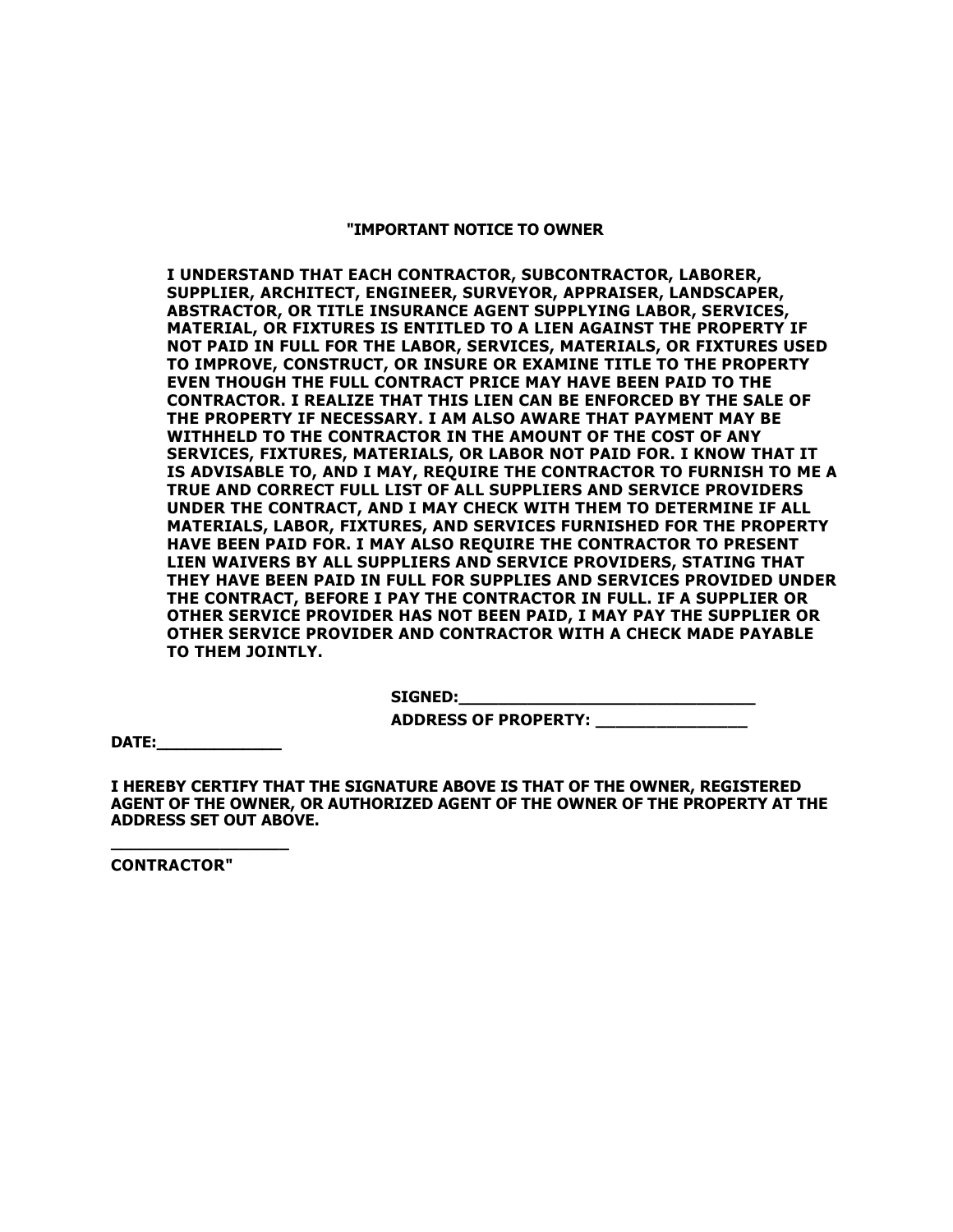**"IMPORTANT NOTICE TO OWNER**

**I UNDERSTAND THAT EACH CONTRACTOR, SUBCONTRACTOR, LABORER, SUPPLIER, ARCHITECT, ENGINEER, SURVEYOR, APPRAISER, LANDSCAPER, ABSTRACTOR, OR TITLE INSURANCE AGENT SUPPLYING LABOR, SERVICES, MATERIAL, OR FIXTURES IS ENTITLED TO A LIEN AGAINST THE PROPERTY IF NOT PAID IN FULL FOR THE LABOR, SERVICES, MATERIALS, OR FIXTURES USED TO IMPROVE, CONSTRUCT, OR INSURE OR EXAMINE TITLE TO THE PROPERTY EVEN THOUGH THE FULL CONTRACT PRICE MAY HAVE BEEN PAID TO THE CONTRACTOR. I REALIZE THAT THIS LIEN CAN BE ENFORCED BY THE SALE OF THE PROPERTY IF NECESSARY. I AM ALSO AWARE THAT PAYMENT MAY BE WITHHELD TO THE CONTRACTOR IN THE AMOUNT OF THE COST OF ANY SERVICES, FIXTURES, MATERIALS, OR LABOR NOT PAID FOR. I KNOW THAT IT IS ADVISABLE TO, AND I MAY, REQUIRE THE CONTRACTOR TO FURNISH TO ME A TRUE AND CORRECT FULL LIST OF ALL SUPPLIERS AND SERVICE PROVIDERS UNDER THE CONTRACT, AND I MAY CHECK WITH THEM TO DETERMINE IF ALL MATERIALS, LABOR, FIXTURES, AND SERVICES FURNISHED FOR THE PROPERTY HAVE BEEN PAID FOR. I MAY ALSO REQUIRE THE CONTRACTOR TO PRESENT LIEN WAIVERS BY ALL SUPPLIERS AND SERVICE PROVIDERS, STATING THAT THEY HAVE BEEN PAID IN FULL FOR SUPPLIES AND SERVICES PROVIDED UNDER THE CONTRACT, BEFORE I PAY THE CONTRACTOR IN FULL. IF A SUPPLIER OR OTHER SERVICE PROVIDER HAS NOT BEEN PAID, I MAY PAY THE SUPPLIER OR OTHER SERVICE PROVIDER AND CONTRACTOR WITH A CHECK MADE PAYABLE TO THEM JOINTLY.**

**SIGNED:_______________________________**

**ADDRESS OF PROPERTY: ________________**

**DATE:_____________**

**I HEREBY CERTIFY THAT THE SIGNATURE ABOVE IS THAT OF THE OWNER, REGISTERED AGENT OF THE OWNER, OR AUTHORIZED AGENT OF THE OWNER OF THE PROPERTY AT THE ADDRESS SET OUT ABOVE.**

**__________________**

**CONTRACTOR"**